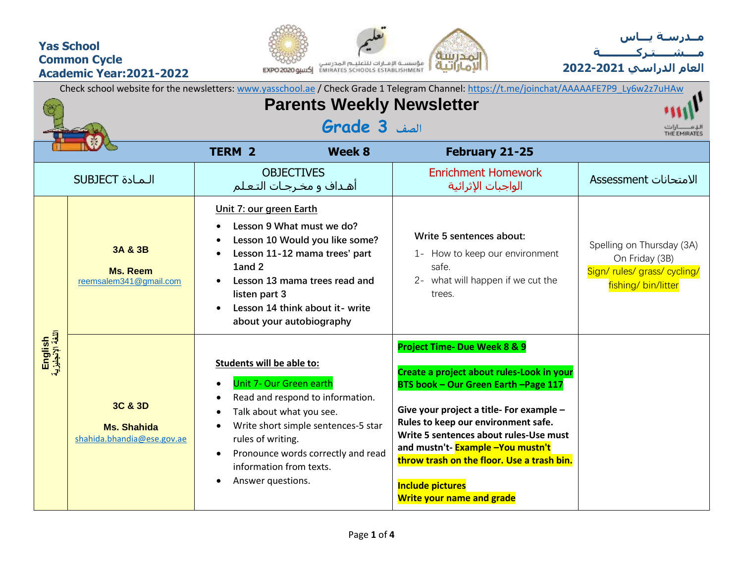**Yas School**
**Common Cycle**
**Academic Year:2021-2022**

**مـدرسـة يــاس**
**مــشـــتــركــــــة**
**العام الدراسي 2021-2022**

Check school website for the newsletters: [www.yasschool.ae](http://www.yasschool.ae) / Check Grade 1 Telegram Channel: [https://t.me/joinchat/AAAAAFE7P9_Ly6w2z7uHAw](https://t.me/joinchat/AAAAAFE7P9_Ly6w2z7uHAw)

# Parents Weekly Newsletter

## Grade 3 الصف

| | | **TERM 2** | **Week 8** | **February 21-25** |
|---|---|---|---|---|
| SUBJECT الـمـادة | | OBJECTIVES أهـداف و مخـرجـات الـتـعـلـم | Enrichment Homework الواجبات الإثرائية | Assessment الامتحانات |
| English اللغة الإنجليزية | **3A & 3B** **Ms. Reem** reemsalem341@gmail.com | Unit 7: our green Earth<br>• Lesson 9 What must we do?<br>• Lesson 10 Would you like some?<br>• Lesson 11-12 mama trees' part 1and 2<br>• Lesson 13 mama trees read and listen part 3<br>• Lesson 14 think about it- write about your autobiography | Write 5 sentences about:<br>1- How to keep our environment safe.<br>2- what will happen if we cut the trees. | Spelling on Thursday (3A) On Friday (3B)<br>Sign/ rules/ grass/ cycling/ fishing/ bin/litter |
| | **3C & 3D** **Ms. Shahida** shahida.bhandia@ese.gov.ae | **Students will be able to:**<br>• Unit 7- Our Green earth<br>• Read and respond to information.<br>• Talk about what you see.<br>• Write short simple sentences-5 star rules of writing.<br>• Pronounce words correctly and read information from texts.<br>• Answer questions. | **Project Time- Due Week 8 & 9**<br>**Create a project about rules-Look in your BTS book – Our Green Earth –Page 117**<br>**Give your project a title- For example – Rules to keep our environment safe. Write 5 sentences about rules-Use must and mustn't- Example –You mustn't throw trash on the floor. Use a trash bin.**<br>**Include pictures**<br>**Write your name and grade** | |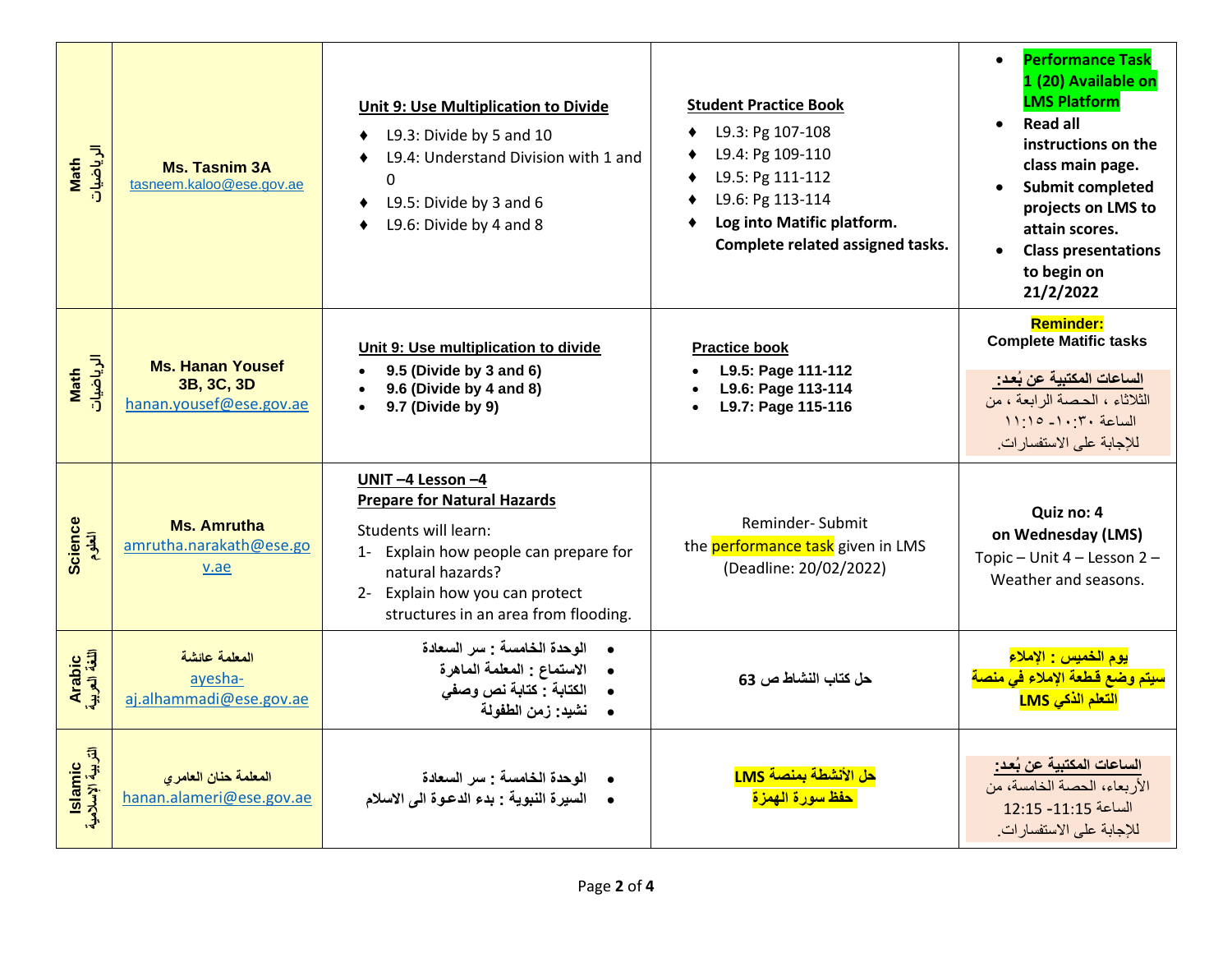| Math الرياضيات | Ms. Tasnim 3A tasneem.kaloo@ese.gov.ae | **Unit 9: Use Multiplication to Divide**<br>♦ L9.3: Divide by 5 and 10<br>♦ L9.4: Understand Division with 1 and 0<br>♦ L9.5: Divide by 3 and 6<br>♦ L9.6: Divide by 4 and 8 | **Student Practice Book**<br>♦ L9.3: Pg 107-108<br>♦ L9.4: Pg 109-110<br>♦ L9.5: Pg 111-112<br>♦ L9.6: Pg 113-114<br>♦ **Log into Matific platform. Complete related assigned tasks.** | • **Performance Task 1 (20) Available on LMS Platform**<br>• **Read all instructions on the class main page.**<br>• **Submit completed projects on LMS to attain scores.**<br>• **Class presentations to begin on 21/2/2022** |
|---|---|---|---|---|
| Math الرياضيات | **Ms. Hanan Yousef 3B, 3C, 3D** hanan.yousef@ese.gov.ae | **Unit 9: Use multiplication to divide**<br>• **9.5 (Divide by 3 and 6)**<br>• **9.6 (Divide by 4 and 8)**<br>• **9.7 (Divide by 9)** | **Practice book**<br>• **L9.5: Page 111-112**<br>• **L9.6: Page 113-114**<br>• **L9.7: Page 115-116** | **Reminder:** **Complete Matific tasks**<br>**الساعات المكتبية عن بُعد:** الثلاثاء ، الحصة الرابعة ، من الساعة ١٠:٣٠- ١١:١٥ للإجابة على الاستفسارات. |
| Science العلوم | **Ms. Amrutha** amrutha.narakath@ese.gov.ae | **UNIT –4 Lesson –4**<br>**Prepare for Natural Hazards**<br>Students will learn:<br>1- Explain how people can prepare for natural hazards?<br>2- Explain how you can protect structures in an area from flooding. | Reminder- Submit the performance task given in LMS (Deadline: 20/02/2022) | **Quiz no: 4 on Wednesday (LMS)**<br>Topic – Unit 4 – Lesson 2 – Weather and seasons. |
| Arabic اللغة العربية | **المعلمة عائشة** ayesha-aj.alhammadi@ese.gov.ae | • **الوحدة الخامسة : سر السعادة**<br>• **الاستماع : المعلمة الماهرة**<br>• **الكتابة : كتابة نص وصفي**<br>• **نشيد: زمن الطفولة** | **حل كتاب النشاط ص 63** | **يوم الخميس : الإملاء**<br>**سيتم وضع قطعة الإملاء في منصة التعلم الذكي LMS** |
| Islamic التربية الإسلامية | **المعلمة حنان العامري** hanan.alameri@ese.gov.ae | • **الوحدة الخامسة : سر السعادة**<br>• **السيرة النبوية : بدء الدعوة الى الاسلام** | **حل الأنشطة بمنصة LMS**<br>**حفظ سورة الهمزة** | **الساعات المكتبية عن بُعد:** الأربعاء، الحصة الخامسة، من الساعة 11:15- 12:15 للإجابة على الاستفسارات. |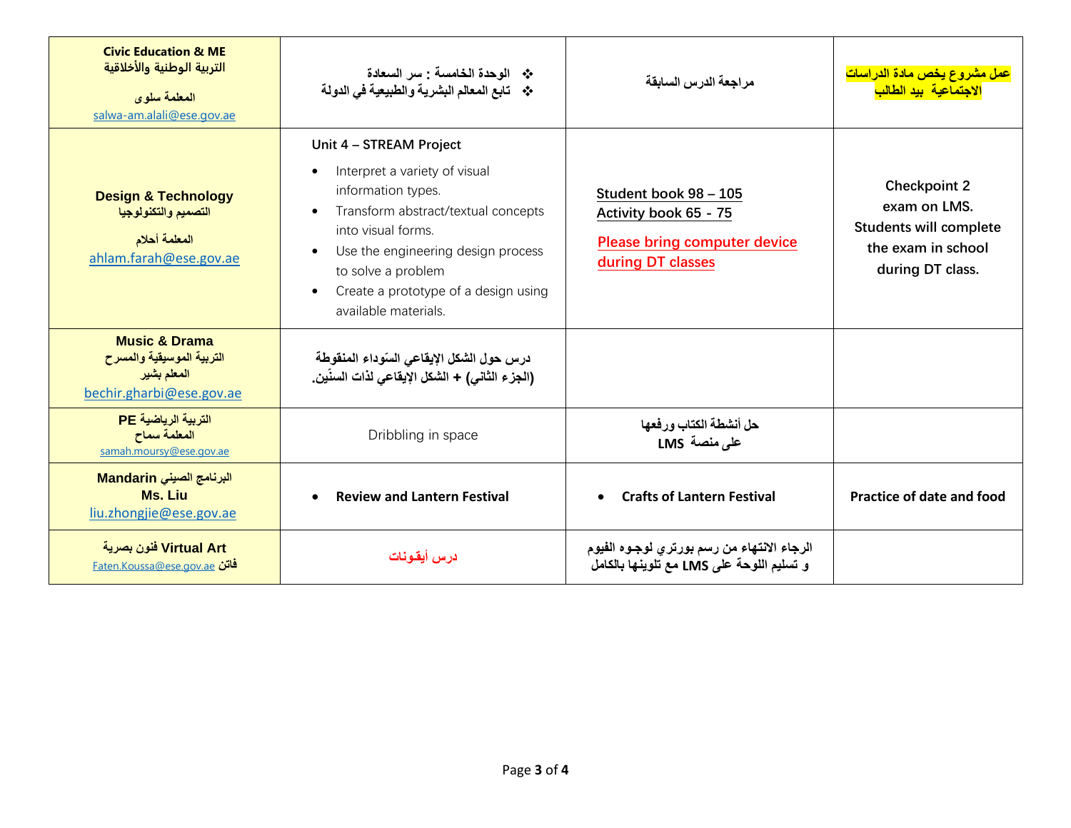| Civic Education & ME<br>التربية الوطنية والأخلاقية<br>المعلمة سلوى<br>salwa-am.alali@ese.gov.ae | ❖ الوحدة الخامسة : سر السعادة<br>❖ تابع المعالم البشرية والطبيعية في الدولة | مراجعة الدرس السابقة | عمل مشروع يخص مادة الدراسات الاجتماعية بيد الطالب |
|---|---|---|---|
| **Design & Technology**<br>التصميم والتكنولوجيا<br>المعلمة أحلام<br>ahlam.farah@ese.gov.ae | Unit 4 – STREAM Project<br>• Interpret a variety of visual information types.<br>• Transform abstract/textual concepts into visual forms.<br>• Use the engineering design process to solve a problem<br>• Create a prototype of a design using available materials. | Student book 98 – 105<br>Activity book 65 - 75<br>Please bring computer device during DT classes | Checkpoint 2 exam on LMS. Students will complete the exam in school during DT class. |
| **Music & Drama**<br>التربية الموسيقية والمسرح<br>المعلم بشير<br>bechir.gharbi@ese.gov.ae | درس حول الشكل الإيقاعي السّوداء المنقوطة (الجزء الثاني) + الشكل الإيقاعي لذات السنّين. | | |
| **PE** التربية الرياضية<br>المعلمة سماح<br>samah.moursy@ese.gov.ae | Dribbling in space | حل أنشطة الكتاب ورفعها على منصة LMS | |
| **Mandarin** البرنامج الصيني<br>**Ms. Liu**<br>liu.zhongjie@ese.gov.ae | • **Review and Lantern Festival** | • **Crafts of Lantern Festival** | **Practice of date and food** |
| **Virtual Art** فنون بصرية<br>Faten.Koussa@ese.gov.ae فاتن | درس أيقونات | الرجاء الانتهاء من رسم بورتري لوجوه الفيوم و تسليم اللوحة على LMS مع تلوينها بالكامل | |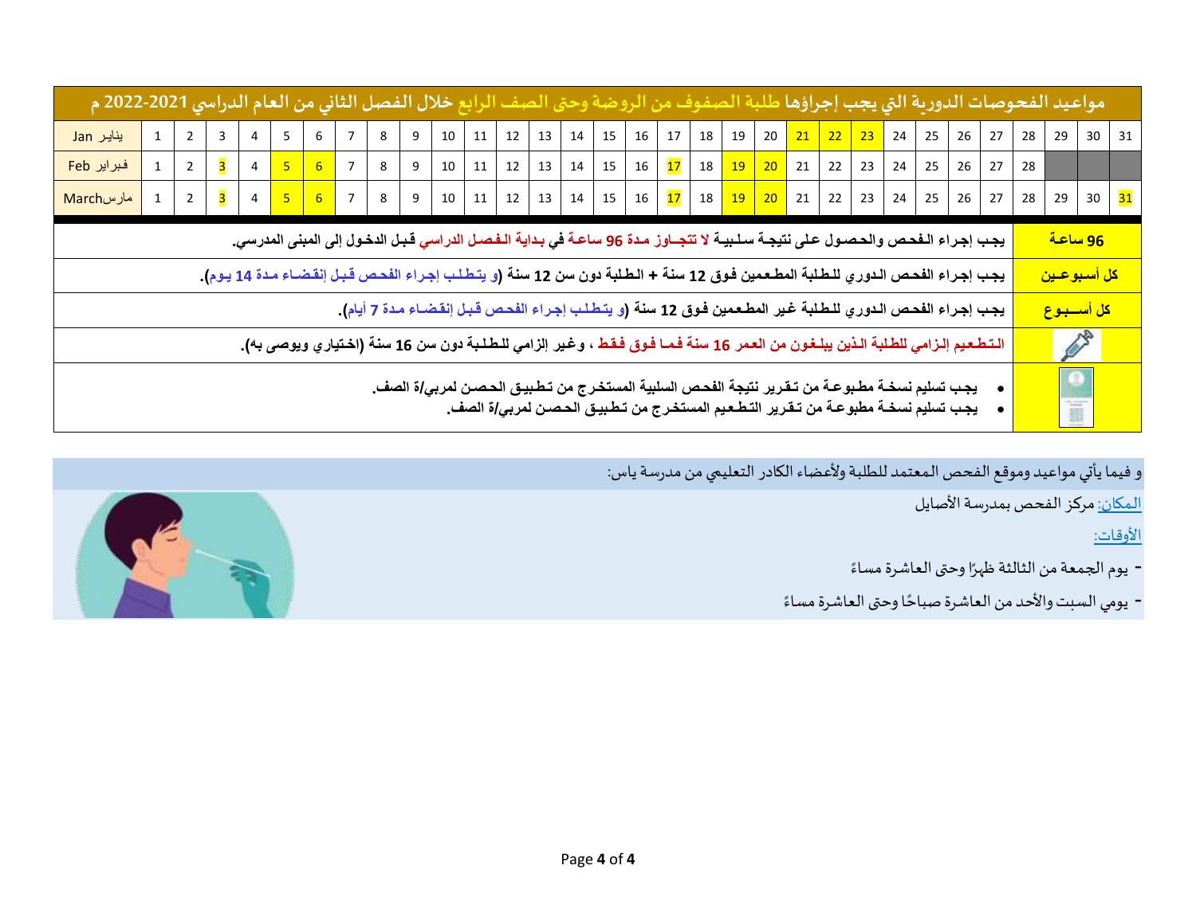| مواعيد الفحوصات الدورية التي يجب إجراؤها طلبة الصفوف من الروضة وحتى الصف الرابع خلال الفصل الثاني من العام الدراسي 2021-2022 م | | | | | | | | | | | | | | | | | | | | | | | | | | | | | | | |
|---|---|---|---|---|---|---|---|---|---|---|---|---|---|---|---|---|---|---|---|---|---|---|---|---|---|---|---|---|---|---|---|
| يناير Jan | 1 | 2 | 3 | 4 | 5 | 6 | 7 | 8 | 9 | 10 | 11 | 12 | 13 | 14 | 15 | 16 | 17 | 18 | 19 | 20 | 21 | 22 | 23 | 24 | 25 | 26 | 27 | 28 | 29 | 30 | 31 |
| فبراير Feb | 1 | 2 | 3 | 4 | 5 | 6 | 7 | 8 | 9 | 10 | 11 | 12 | 13 | 14 | 15 | 16 | 17 | 18 | 19 | 20 | 21 | 22 | 23 | 24 | 25 | 26 | 27 | 28 | | | |
| مارسMarch | 1 | 2 | 3 | 4 | 5 | 6 | 7 | 8 | 9 | 10 | 11 | 12 | 13 | 14 | 15 | 16 | 17 | 18 | 19 | 20 | 21 | 22 | 23 | 24 | 25 | 26 | 27 | 28 | 29 | 30 | 31 |

| | |
|---|---|
| **96 ساعة** | **يجب إجراء الفحص والحصول على نتيجة سلبية لا تتجاوز مدة 96 ساعة في بداية الفصل الدراسي قبل الدخول إلى المبنى المدرسي.** |
| **كل أسبوعين** | **يجب إجراء الفحص الدوري للطلبة المطعمين فوق 12 سنة + الطلبة دون سن 12 سنة (و يتطلب إجراء الفحص قبل إنقضاء مدة 14 يوم).** |
| **كل أسبوع** | **يجب إجراء الفحص الدوري للطلبة غير المطعمين فوق 12 سنة (و يتطلب إجراء الفحص قبل إنقضاء مدة 7 أيام).** |
| | **التطعيم إلزامي للطلبة الذين يبلغون من العمر 16 سنة فما فوق فقط ، وغير إلزامي للطلبة دون سن 16 سنة (اختياري ويوصى به).** |
| | • **يجب تسليم نسخة مطبوعة من تقرير نتيجة الفحص السلبية المستخرج من تطبيق الحصن لمربي/ة الصف.** <br> • **يجب تسليم نسخة مطبوعة من تقرير التطعيم المستخرج من تطبيق الحصن لمربي/ة الصف.** |

و فيما يأتي مواعيد وموقع الفحص المعتمد للطلبة ولأعضاء الكادر التعليمي من مدرسة ياس:

المكان: مركز الفحص بمدرسة الأصايل

الأوقات:

- يوم الجمعة من الثالثة ظهرًا وحتى العاشرة مساءً
- يومي السبت والأحد من العاشرة صباحًا وحتى العاشرة مساءً